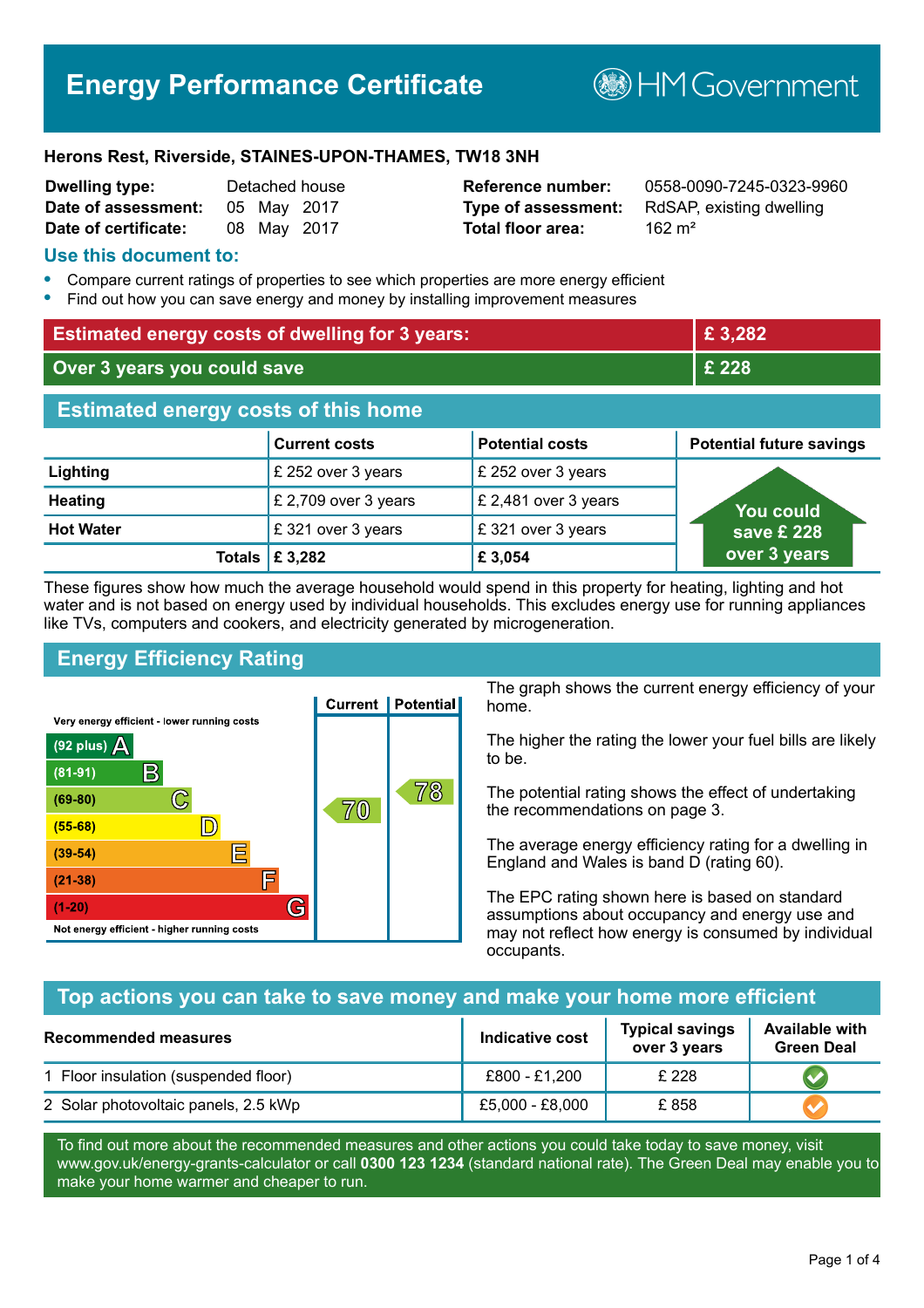# Energy Performance Certificate

HM Government

**Herons Rest, Riverside, STAINES-UPON-THAMES, TW18 3NH**

| | | | |
|---|---|---|---|
| **Dwelling type:** | Detached house | **Reference number:** | 0558-0090-7245-0323-9960 |
| **Date of assessment:** | 05 May 2017 | **Type of assessment:** | RdSAP, existing dwelling |
| **Date of certificate:** | 08 May 2017 | **Total floor area:** | 162 m² |

## Use this document to:

- Compare current ratings of properties to see which properties are more energy efficient
- Find out how you can save energy and money by installing improvement measures

| | |
|---|---|
| **Estimated energy costs of dwelling for 3 years:** | **£ 3,282** |
| **Over 3 years you could save** | **£ 228** |

## Estimated energy costs of this home

| | Current costs | Potential costs | Potential future savings |
|---|---|---|---|
| **Lighting** | £ 252 over 3 years | £ 252 over 3 years | You could save £ 228 over 3 years |
| **Heating** | £ 2,709 over 3 years | £ 2,481 over 3 years | |
| **Hot Water** | £ 321 over 3 years | £ 321 over 3 years | |
| **Totals** | **£ 3,282** | **£ 3,054** | |

These figures show how much the average household would spend in this property for heating, lighting and hot water and is not based on energy used by individual households. This excludes energy use for running appliances like TVs, computers and cookers, and electricity generated by microgeneration.

## Energy Efficiency Rating

| Rating | Current | Potential |
|---|---|---|
| Very energy efficient - lower running costs | | |
| (92 plus) A | | |
| (81-91) B | | |
| (69-80) C | 70 | 78 |
| (55-68) D | | |
| (39-54) E | | |
| (21-38) F | | |
| (1-20) G | | |
| Not energy efficient - higher running costs | | |

The graph shows the current energy efficiency of your home.

The higher the rating the lower your fuel bills are likely to be.

The potential rating shows the effect of undertaking the recommendations on page 3.

The average energy efficiency rating for a dwelling in England and Wales is band D (rating 60).

The EPC rating shown here is based on standard assumptions about occupancy and energy use and may not reflect how energy is consumed by individual occupants.

## Top actions you can take to save money and make your home more efficient

| Recommended measures | Indicative cost | Typical savings over 3 years | Available with Green Deal |
|---|---|---|---|
| 1 Floor insulation (suspended floor) | £800 - £1,200 | £ 228 | ✓ |
| 2 Solar photovoltaic panels, 2.5 kWp | £5,000 - £8,000 | £ 858 | ✓ |

To find out more about the recommended measures and other actions you could take today to save money, visit www.gov.uk/energy-grants-calculator or call **0300 123 1234** (standard national rate). The Green Deal may enable you to make your home warmer and cheaper to run.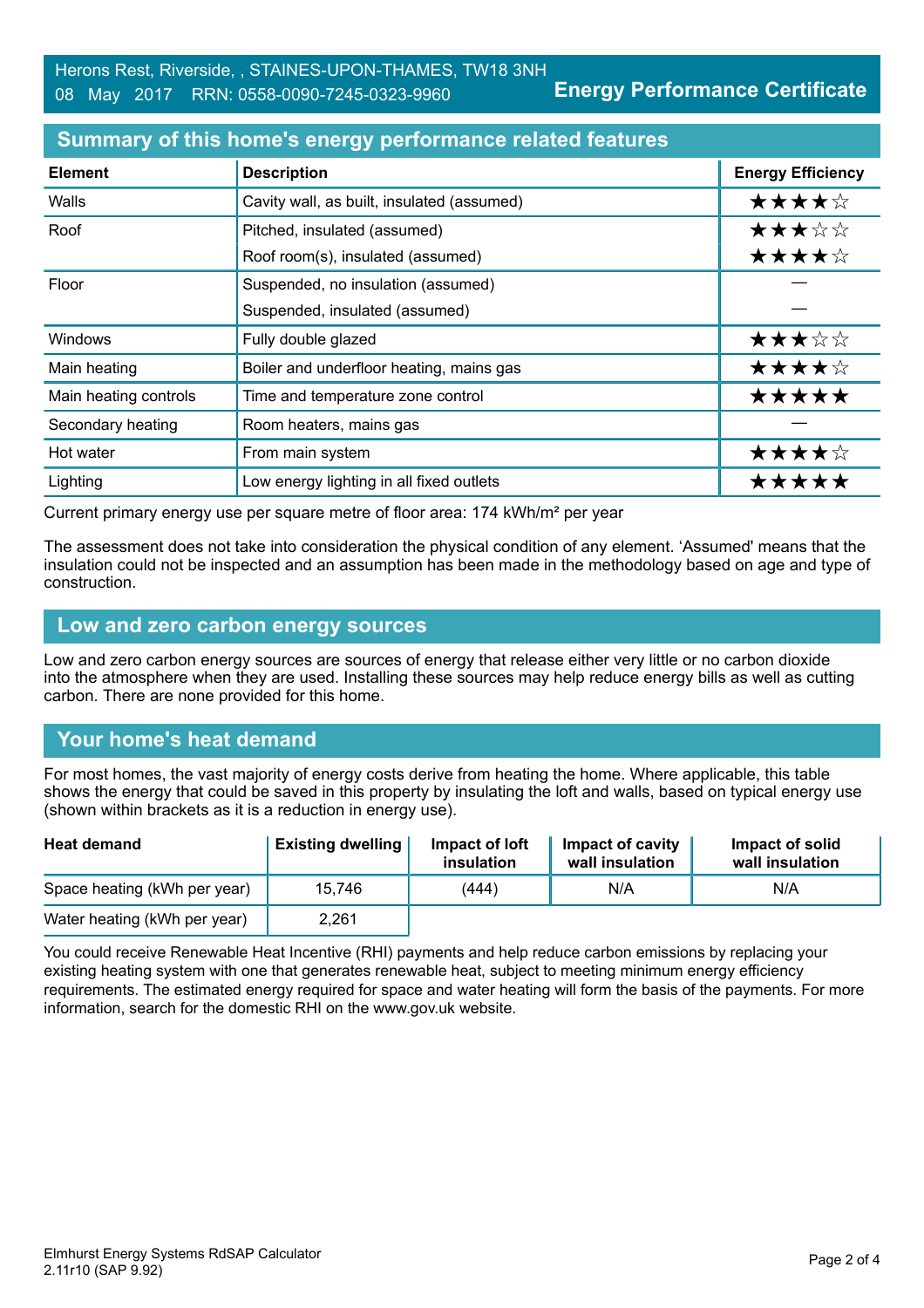Herons Rest, Riverside, , STAINES-UPON-THAMES, TW18 3NH
08 May 2017 RRN: 0558-0090-7245-0323-9960

**Energy Performance Certificate**

## Summary of this home's energy performance related features

| Element | Description | Energy Efficiency |
|---|---|---|
| Walls | Cavity wall, as built, insulated (assumed) | ★★★★☆ |
| Roof | Pitched, insulated (assumed) | ★★★☆☆ |
| | Roof room(s), insulated (assumed) | ★★★★☆ |
| Floor | Suspended, no insulation (assumed) | — |
| | Suspended, insulated (assumed) | — |
| Windows | Fully double glazed | ★★★☆☆ |
| Main heating | Boiler and underfloor heating, mains gas | ★★★★☆ |
| Main heating controls | Time and temperature zone control | ★★★★★ |
| Secondary heating | Room heaters, mains gas | — |
| Hot water | From main system | ★★★★☆ |
| Lighting | Low energy lighting in all fixed outlets | ★★★★★ |

Current primary energy use per square metre of floor area: 174 kWh/m² per year

The assessment does not take into consideration the physical condition of any element. 'Assumed' means that the insulation could not be inspected and an assumption has been made in the methodology based on age and type of construction.

## Low and zero carbon energy sources

Low and zero carbon energy sources are sources of energy that release either very little or no carbon dioxide into the atmosphere when they are used. Installing these sources may help reduce energy bills as well as cutting carbon. There are none provided for this home.

## Your home's heat demand

For most homes, the vast majority of energy costs derive from heating the home. Where applicable, this table shows the energy that could be saved in this property by insulating the loft and walls, based on typical energy use (shown within brackets as it is a reduction in energy use).

| Heat demand | Existing dwelling | Impact of loft insulation | Impact of cavity wall insulation | Impact of solid wall insulation |
|---|---|---|---|---|
| Space heating (kWh per year) | 15,746 | (444) | N/A | N/A |
| Water heating (kWh per year) | 2,261 | | | |

You could receive Renewable Heat Incentive (RHI) payments and help reduce carbon emissions by replacing your existing heating system with one that generates renewable heat, subject to meeting minimum energy efficiency requirements. The estimated energy required for space and water heating will form the basis of the payments. For more information, search for the domestic RHI on the www.gov.uk website.

Elmhurst Energy Systems RdSAP Calculator
2.11r10 (SAP 9.92)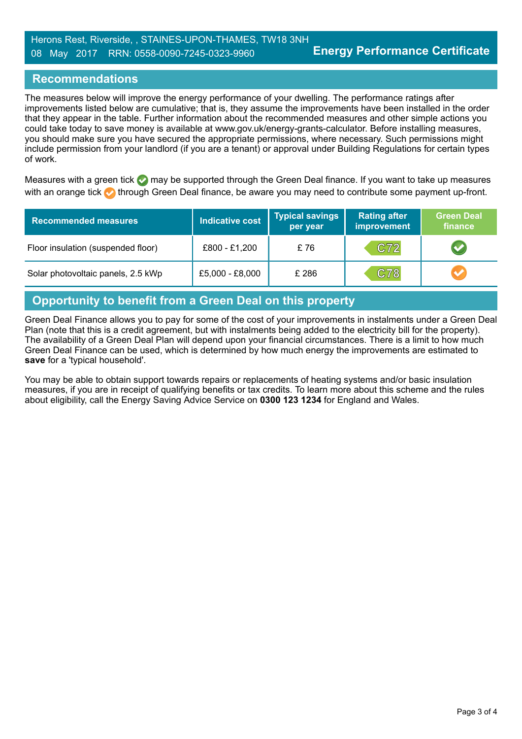Herons Rest, Riverside, , STAINES-UPON-THAMES, TW18 3NH
08 May 2017 RRN: 0558-0090-7245-0323-9960

**Energy Performance Certificate**

## Recommendations

The measures below will improve the energy performance of your dwelling. The performance ratings after improvements listed below are cumulative; that is, they assume the improvements have been installed in the order that they appear in the table. Further information about the recommended measures and other simple actions you could take today to save money is available at www.gov.uk/energy-grants-calculator. Before installing measures, you should make sure you have secured the appropriate permissions, where necessary. Such permissions might include permission from your landlord (if you are a tenant) or approval under Building Regulations for certain types of work.

Measures with a green tick ✓ may be supported through the Green Deal finance. If you want to take up measures with an orange tick ✓ through Green Deal finance, be aware you may need to contribute some payment up-front.

| Recommended measures | Indicative cost | Typical savings per year | Rating after improvement | Green Deal finance |
|---|---|---|---|---|
| Floor insulation (suspended floor) | £800 - £1,200 | £ 76 | C72 | ✓ (green) |
| Solar photovoltaic panels, 2.5 kWp | £5,000 - £8,000 | £ 286 | C78 | ✓ (orange) |

## Opportunity to benefit from a Green Deal on this property

Green Deal Finance allows you to pay for some of the cost of your improvements in instalments under a Green Deal Plan (note that this is a credit agreement, but with instalments being added to the electricity bill for the property). The availability of a Green Deal Plan will depend upon your financial circumstances. There is a limit to how much Green Deal Finance can be used, which is determined by how much energy the improvements are estimated to **save** for a 'typical household'.

You may be able to obtain support towards repairs or replacements of heating systems and/or basic insulation measures, if you are in receipt of qualifying benefits or tax credits. To learn more about this scheme and the rules about eligibility, call the Energy Saving Advice Service on **0300 123 1234** for England and Wales.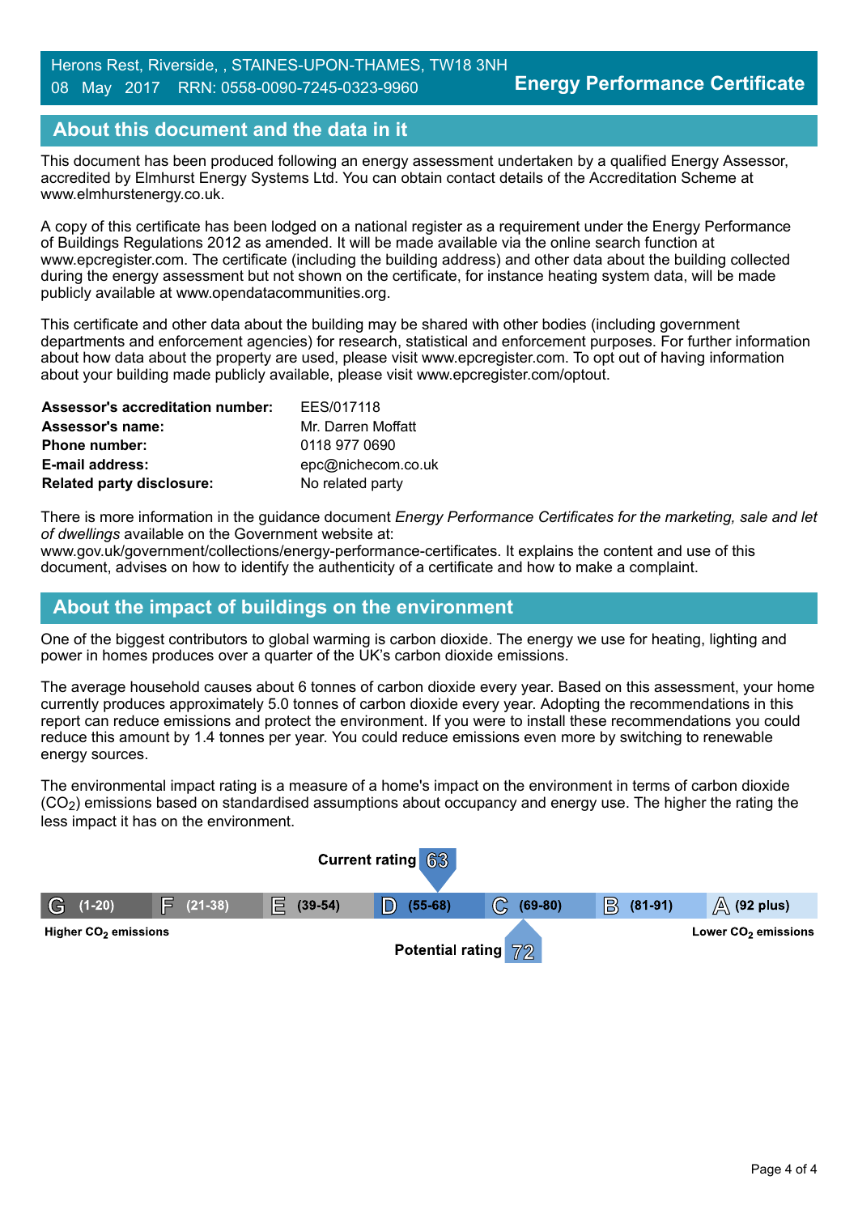Herons Rest, Riverside, , STAINES-UPON-THAMES, TW18 3NH
08 May 2017 RRN: 0558-0090-7245-0323-9960

**Energy Performance Certificate**

## About this document and the data in it

This document has been produced following an energy assessment undertaken by a qualified Energy Assessor, accredited by Elmhurst Energy Systems Ltd. You can obtain contact details of the Accreditation Scheme at www.elmhurstenergy.co.uk.

A copy of this certificate has been lodged on a national register as a requirement under the Energy Performance of Buildings Regulations 2012 as amended. It will be made available via the online search function at www.epcregister.com. The certificate (including the building address) and other data about the building collected during the energy assessment but not shown on the certificate, for instance heating system data, will be made publicly available at www.opendatacommunities.org.

This certificate and other data about the building may be shared with other bodies (including government departments and enforcement agencies) for research, statistical and enforcement purposes. For further information about how data about the property are used, please visit www.epcregister.com. To opt out of having information about your building made publicly available, please visit www.epcregister.com/optout.

| | |
|---|---|
| **Assessor's accreditation number:** | EES/017118 |
| **Assessor's name:** | Mr. Darren Moffatt |
| **Phone number:** | 0118 977 0690 |
| **E-mail address:** | epc@nichecom.co.uk |
| **Related party disclosure:** | No related party |

There is more information in the guidance document *Energy Performance Certificates for the marketing, sale and let of dwellings* available on the Government website at: www.gov.uk/government/collections/energy-performance-certificates. It explains the content and use of this document, advises on how to identify the authenticity of a certificate and how to make a complaint.

## About the impact of buildings on the environment

One of the biggest contributors to global warming is carbon dioxide. The energy we use for heating, lighting and power in homes produces over a quarter of the UK's carbon dioxide emissions.

The average household causes about 6 tonnes of carbon dioxide every year. Based on this assessment, your home currently produces approximately 5.0 tonnes of carbon dioxide every year. Adopting the recommendations in this report can reduce emissions and protect the environment. If you were to install these recommendations you could reduce this amount by 1.4 tonnes per year. You could reduce emissions even more by switching to renewable energy sources.

The environmental impact rating is a measure of a home's impact on the environment in terms of carbon dioxide ($CO_2$) emissions based on standardised assumptions about occupancy and energy use. The higher the rating the less impact it has on the environment.

Current rating 63

G (1-20) F (21-38) E (39-54) D (55-68) C (69-80) B (81-91) A (92 plus)

Higher $CO_2$ emissions

Lower $CO_2$ emissions

Potential rating 72